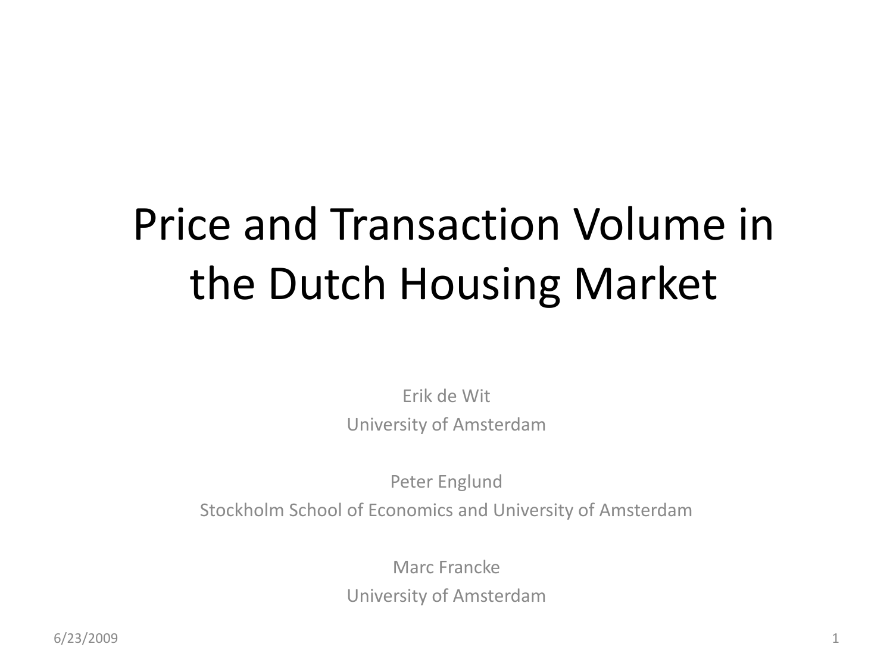# Price and Transaction Volume in the Dutch Housing Market

Erik de Wit
University of Amsterdam

Peter Englund
Stockholm School of Economics and University of Amsterdam

Marc Francke
University of Amsterdam

6/23/2009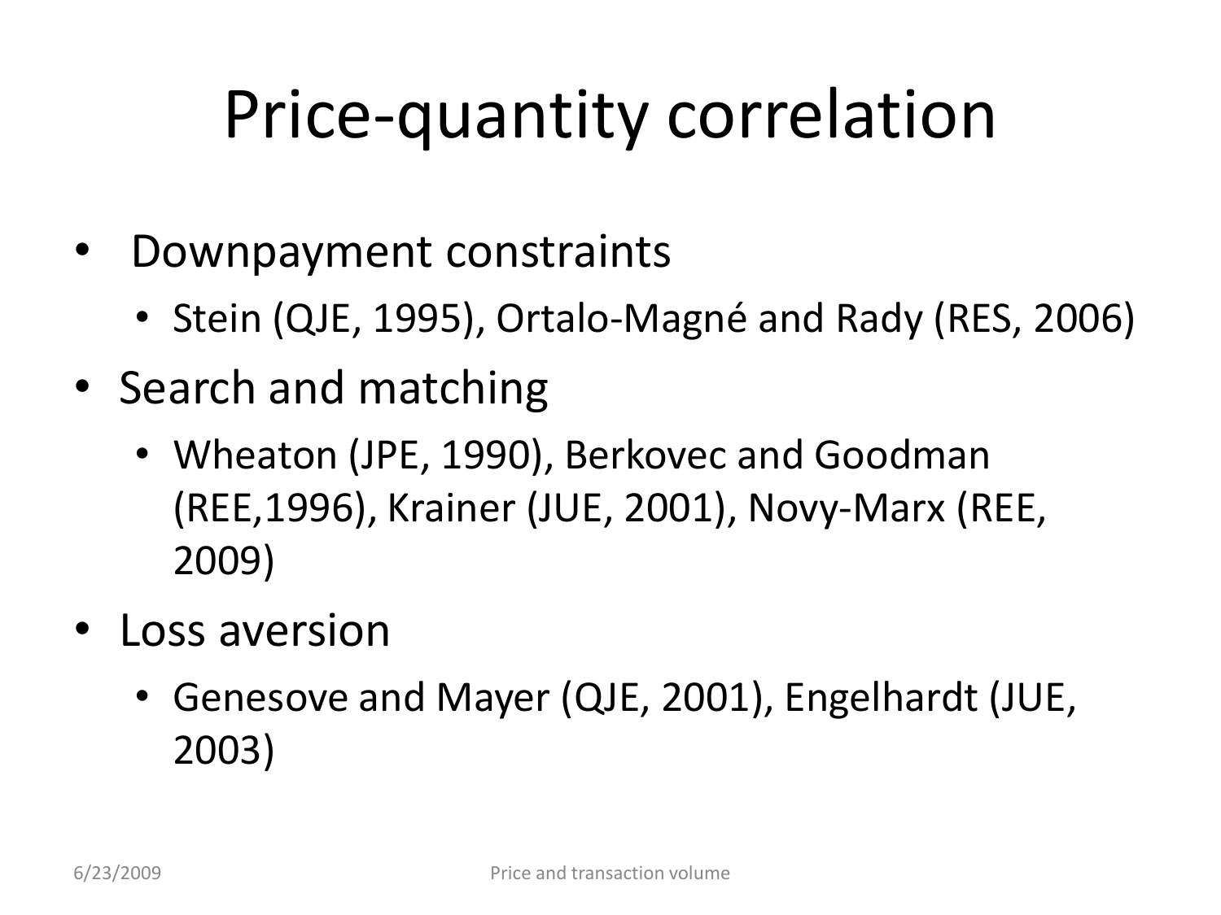# Price-quantity correlation

- Downpayment constraints
  - Stein (QJE, 1995), Ortalo-Magné and Rady (RES, 2006)
- Search and matching
  - Wheaton (JPE, 1990), Berkovec and Goodman (REE,1996), Krainer (JUE, 2001), Novy-Marx (REE, 2009)
- Loss aversion
  - Genesove and Mayer (QJE, 2001), Engelhardt (JUE, 2003)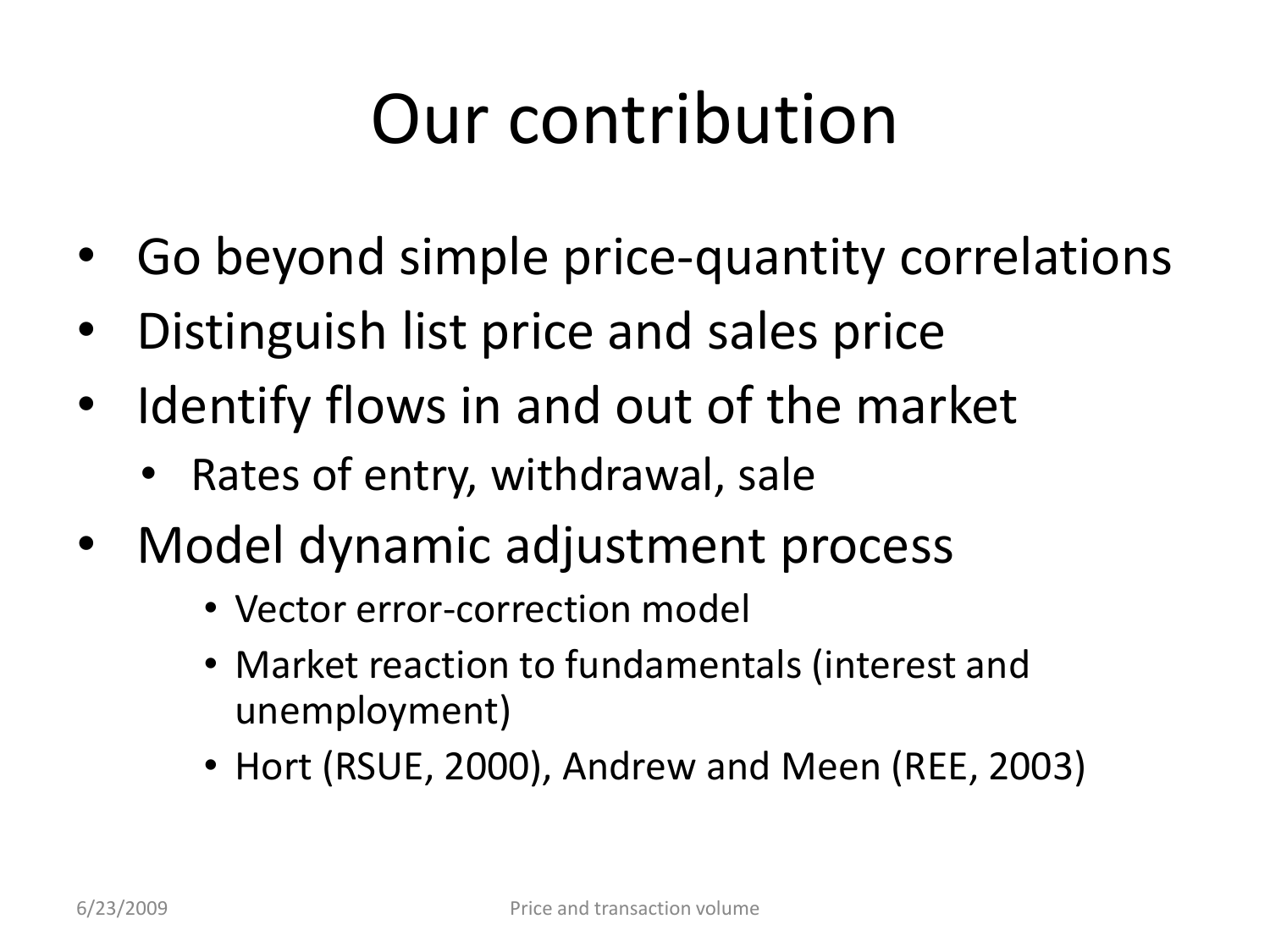# Our contribution

- Go beyond simple price-quantity correlations
- Distinguish list price and sales price
- Identify flows in and out of the market
  - Rates of entry, withdrawal, sale
- Model dynamic adjustment process
  - Vector error-correction model
  - Market reaction to fundamentals (interest and unemployment)
  - Hort (RSUE, 2000), Andrew and Meen (REE, 2003)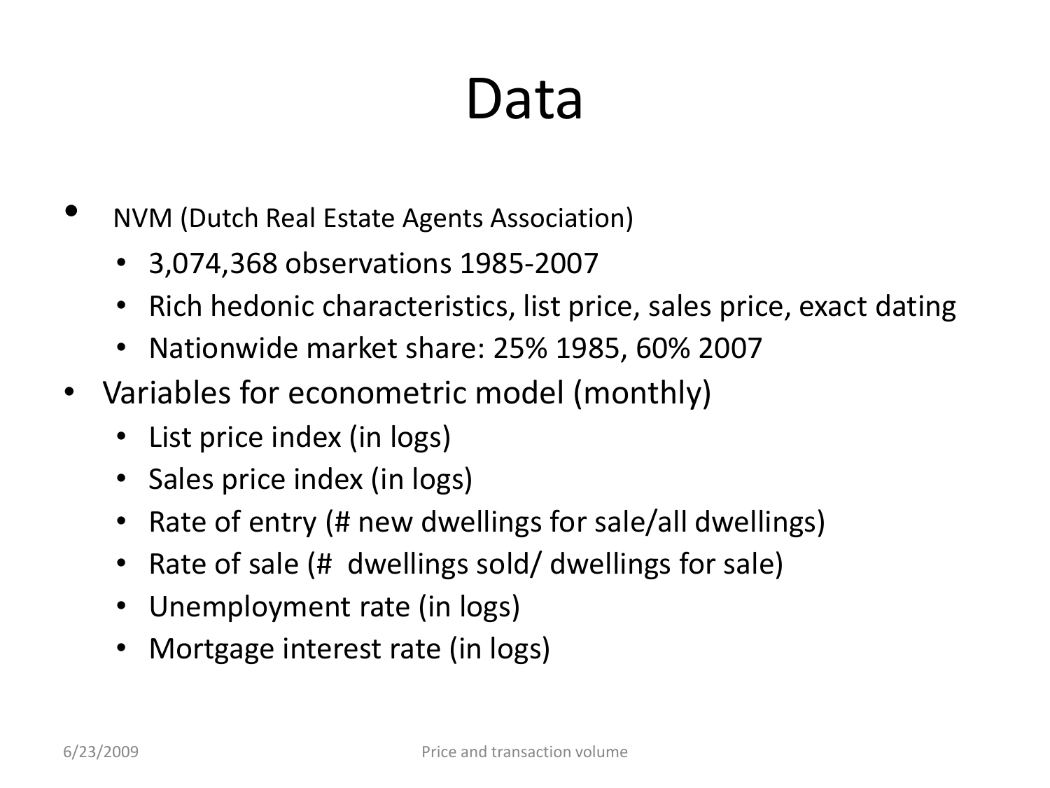# Data

- NVM (Dutch Real Estate Agents Association)
  - 3,074,368 observations 1985-2007
  - Rich hedonic characteristics, list price, sales price, exact dating
  - Nationwide market share: 25% 1985, 60% 2007
- Variables for econometric model (monthly)
  - List price index (in logs)
  - Sales price index (in logs)
  - Rate of entry (# new dwellings for sale/all dwellings)
  - Rate of sale (# dwellings sold/ dwellings for sale)
  - Unemployment rate (in logs)
  - Mortgage interest rate (in logs)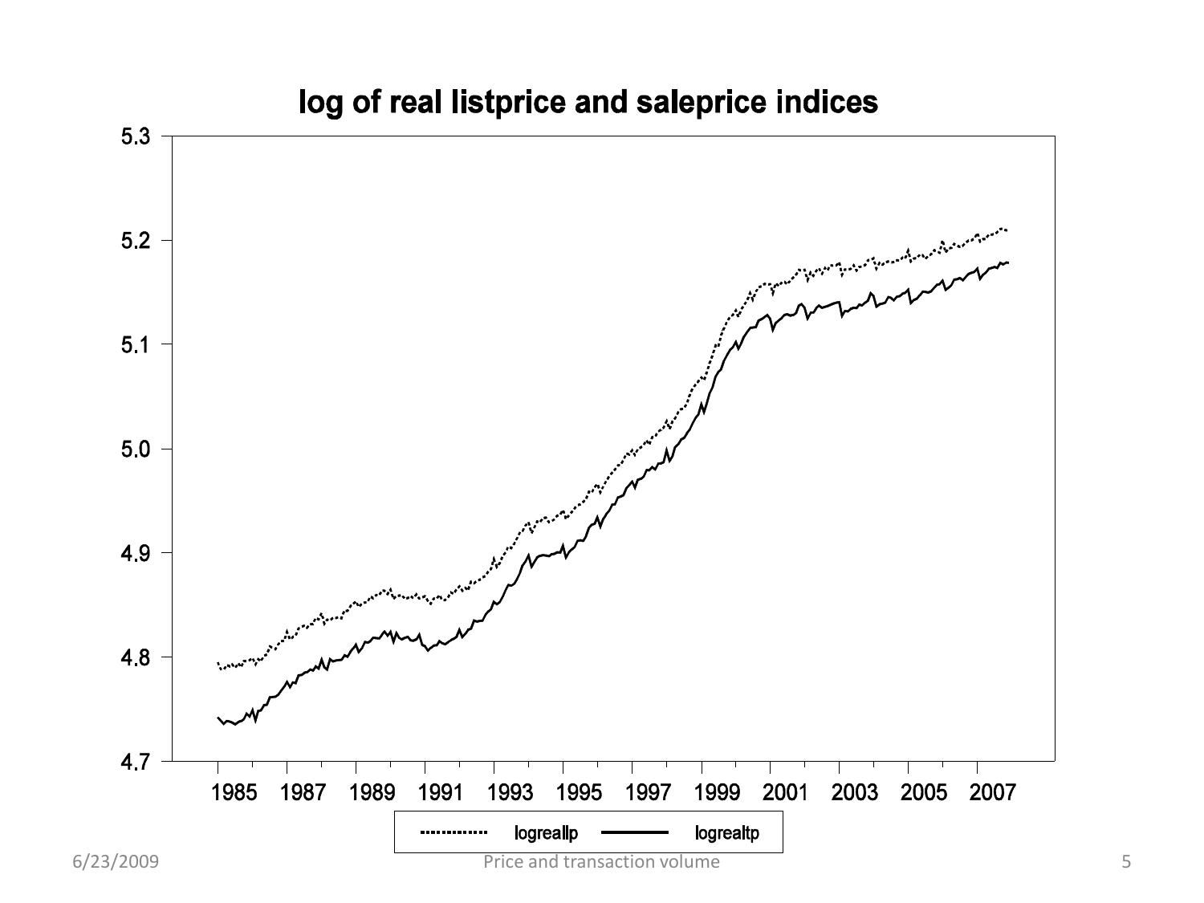# log of real listprice and saleprice indices

5.3
5.2
5.1
5.0
4.9
4.8
4.7

1985 1987 1989 1991 1993 1995 1997 1999 2001 2003 2005 2007

logreallp logrealtp

Price and transaction volume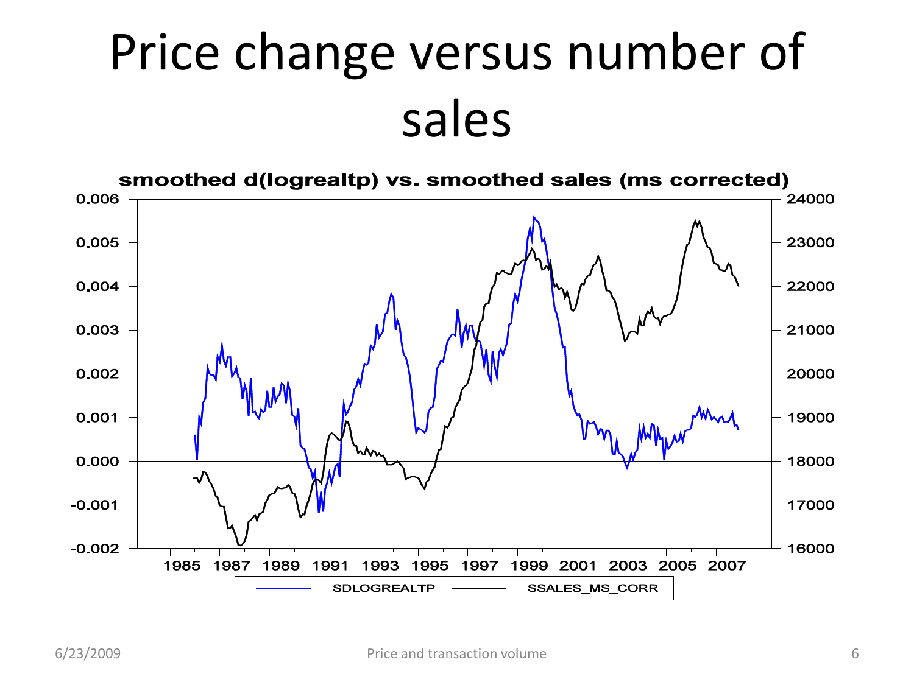# Price change versus number of sales

**smoothed d(logrealtp) vs. smoothed sales (ms corrected)**

SDLOGREALTP — SSALES_MS_CORR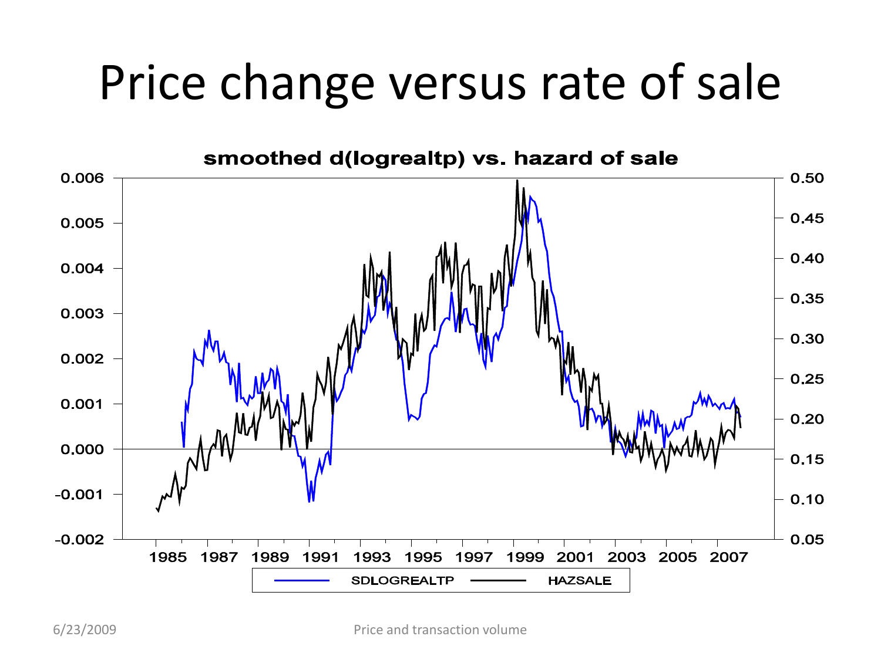# Price change versus rate of sale

**smoothed d(logrealtp) vs. hazard of sale**

SDLOGREALTP — HAZSALE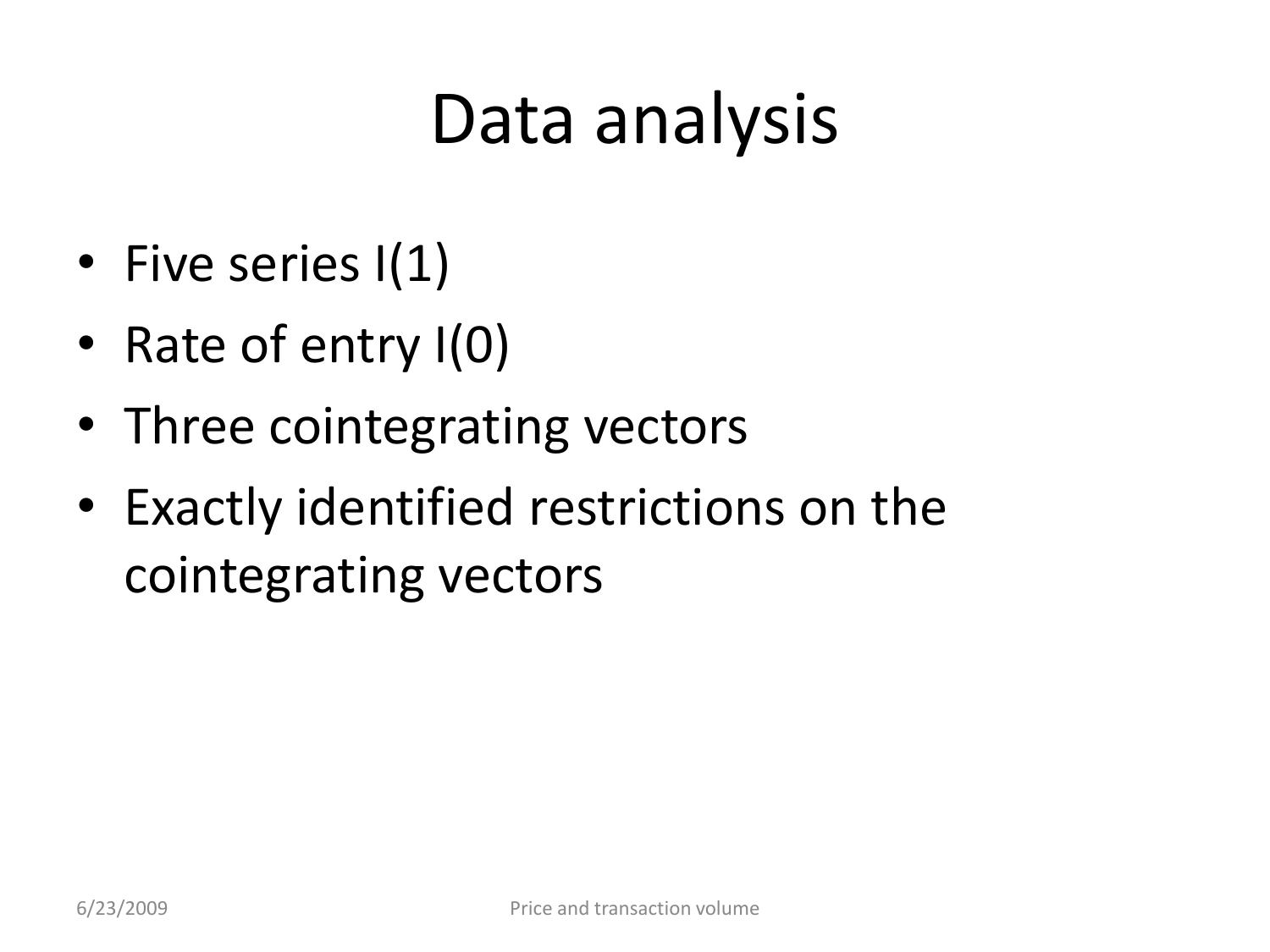# Data analysis

- Five series I(1)
- Rate of entry I(0)
- Three cointegrating vectors
- Exactly identified restrictions on the cointegrating vectors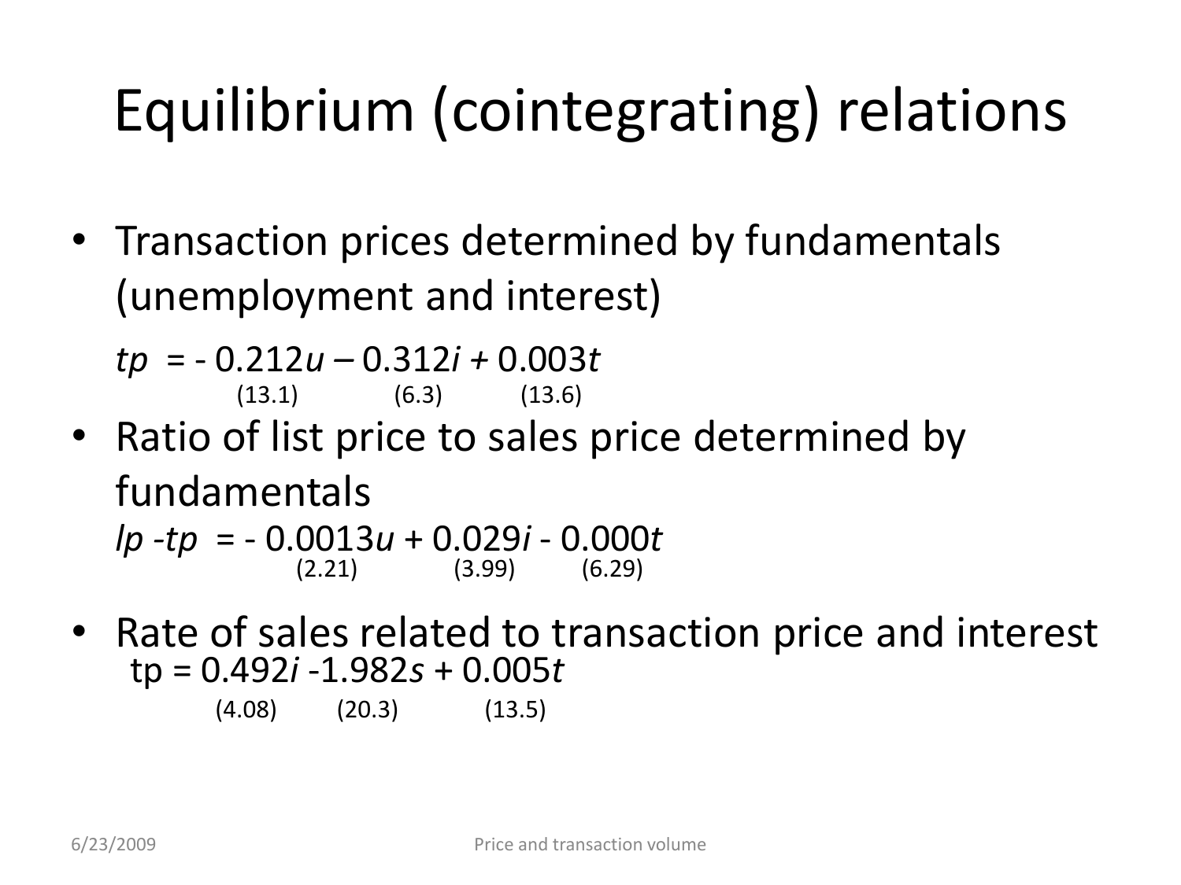# Equilibrium (cointegrating) relations

- Transaction prices determined by fundamentals (unemployment and interest)

$$tp = -\underset{(13.1)}{0.212}u - \underset{(6.3)}{0.312}i + \underset{(13.6)}{0.003}t$$

- Ratio of list price to sales price determined by fundamentals

$$lp - tp = -\underset{(2.21)}{0.0013}u + \underset{(3.99)}{0.029}i - \underset{(6.29)}{0.000}t$$

- Rate of sales related to transaction price and interest

$$tp = \underset{(4.08)}{0.492}i - \underset{(20.3)}{1.982}s + \underset{(13.5)}{0.005}t$$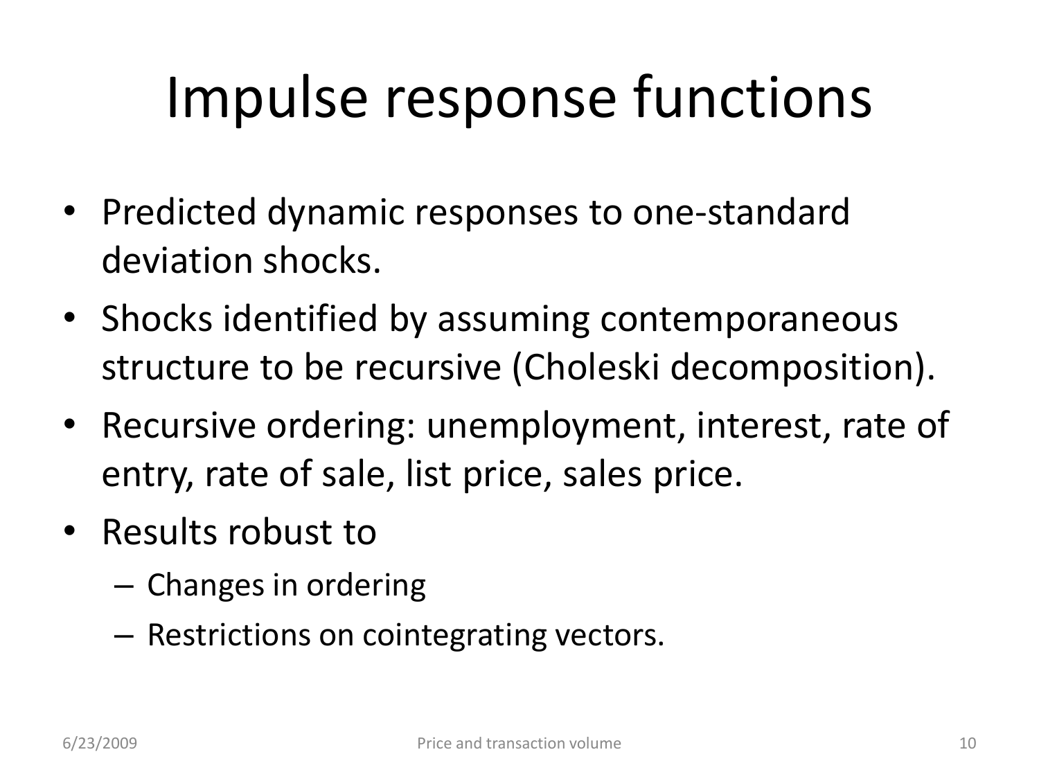# Impulse response functions

- Predicted dynamic responses to one-standard deviation shocks.
- Shocks identified by assuming contemporaneous structure to be recursive (Choleski decomposition).
- Recursive ordering: unemployment, interest, rate of entry, rate of sale, list price, sales price.
- Results robust to
  - Changes in ordering
  - Restrictions on cointegrating vectors.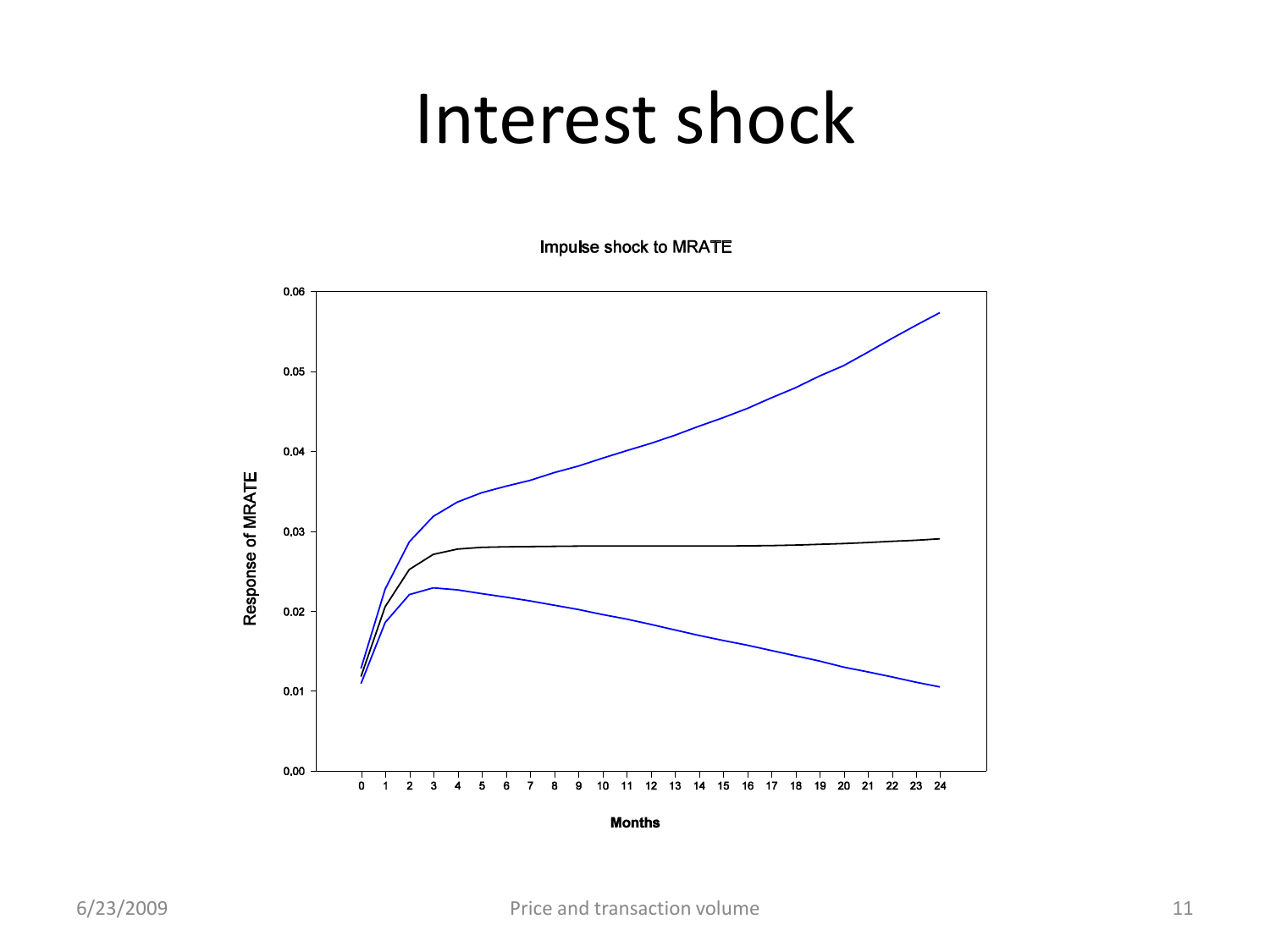# Interest shock

Impulse shock to MRATE

Response of MRATE

Months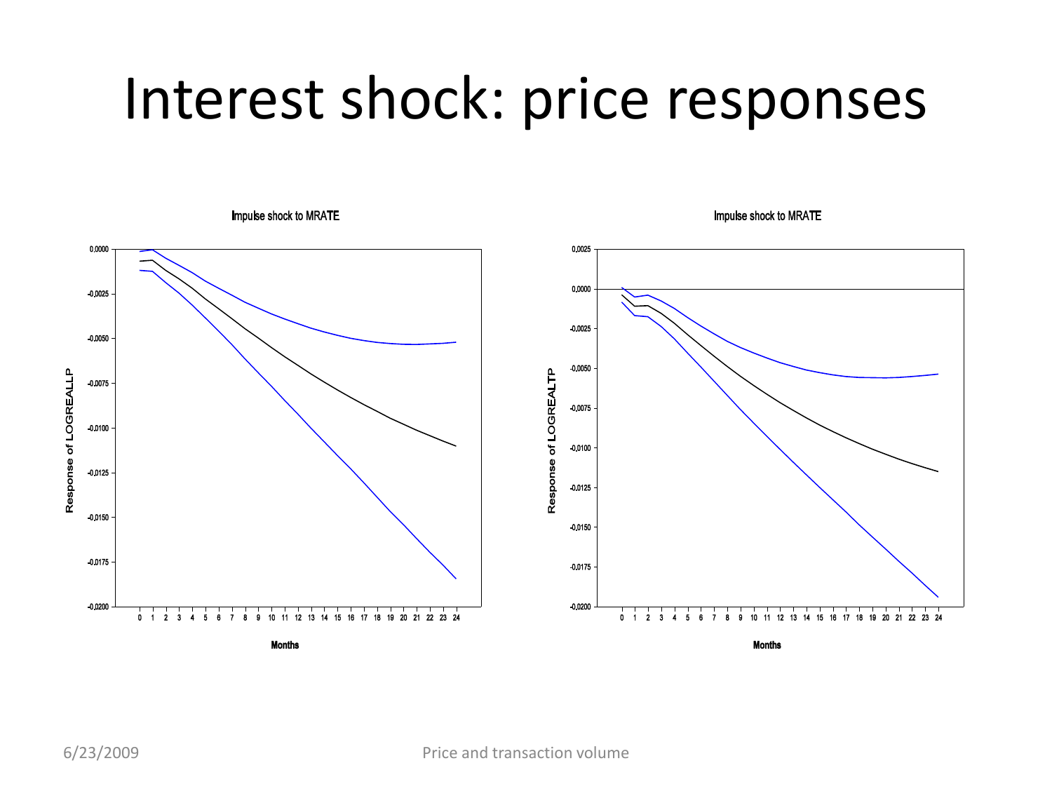# Interest shock: price responses

Impulse shock to MRATE

Response of LOGREALLP

Months

Impulse shock to MRATE

Response of LOGREALTP

Months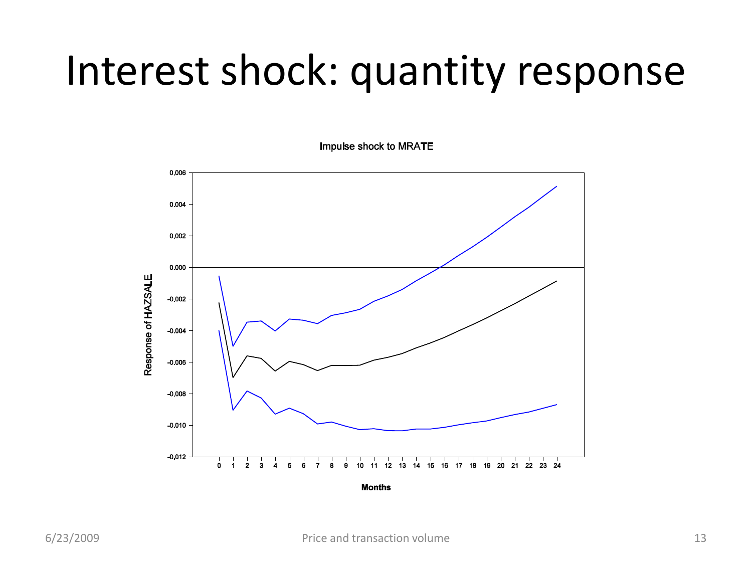# Interest shock: quantity response

Impulse shock to MRATE

Response of HAZSALE

Months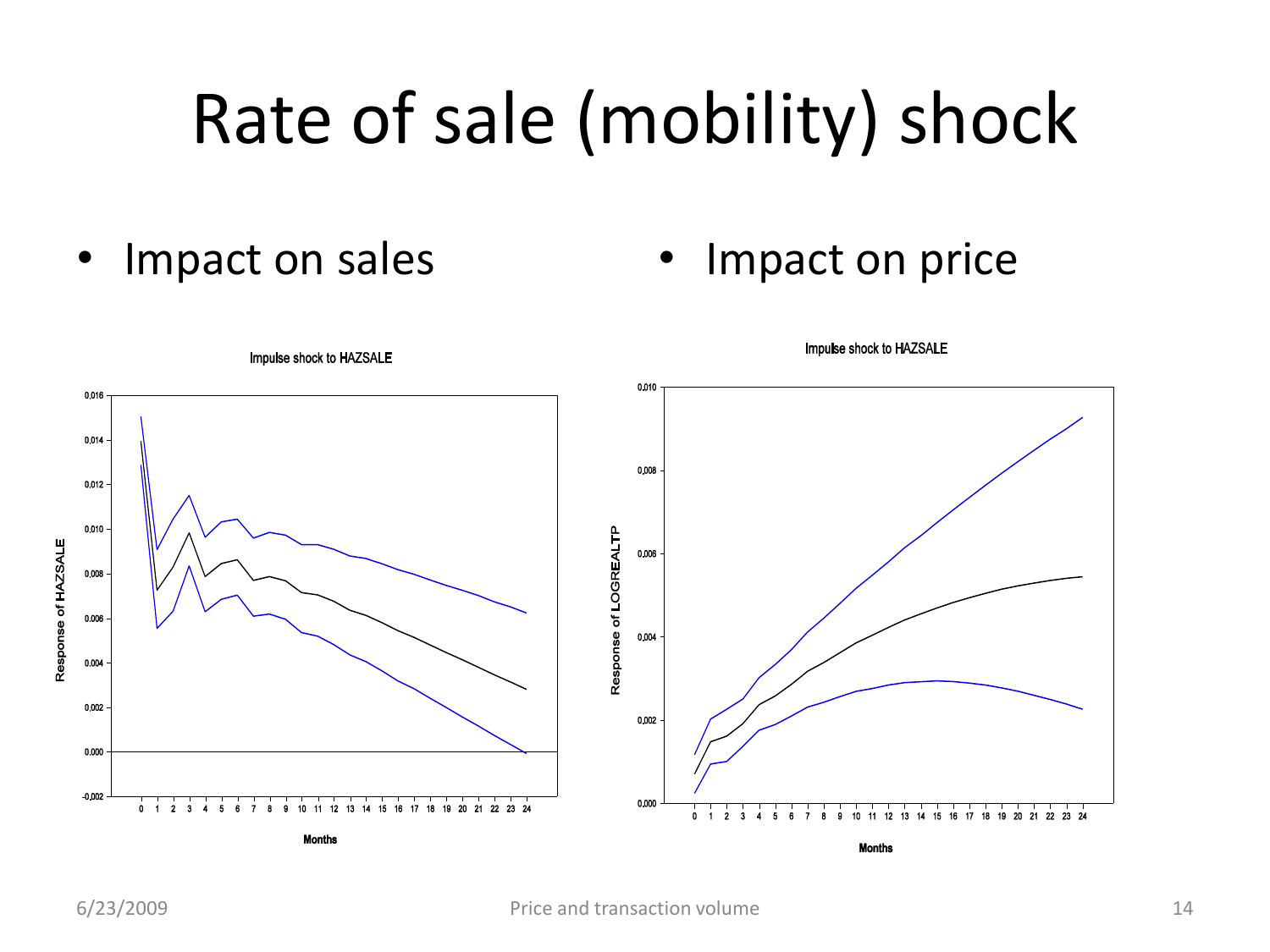# Rate of sale (mobility) shock

- Impact on sales
- Impact on price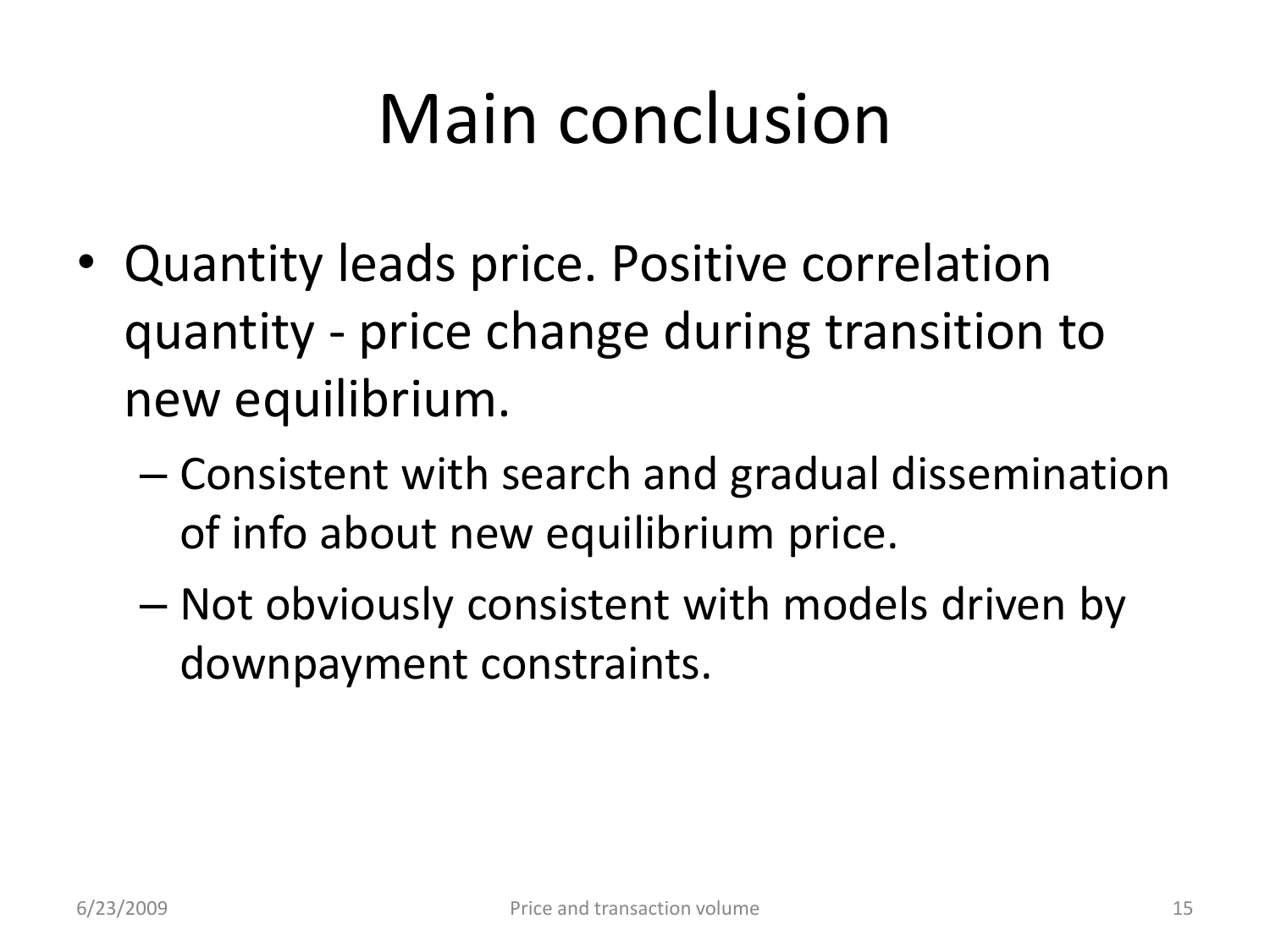# Main conclusion

- Quantity leads price. Positive correlation quantity - price change during transition to new equilibrium.
  - Consistent with search and gradual dissemination of info about new equilibrium price.
  - Not obviously consistent with models driven by downpayment constraints.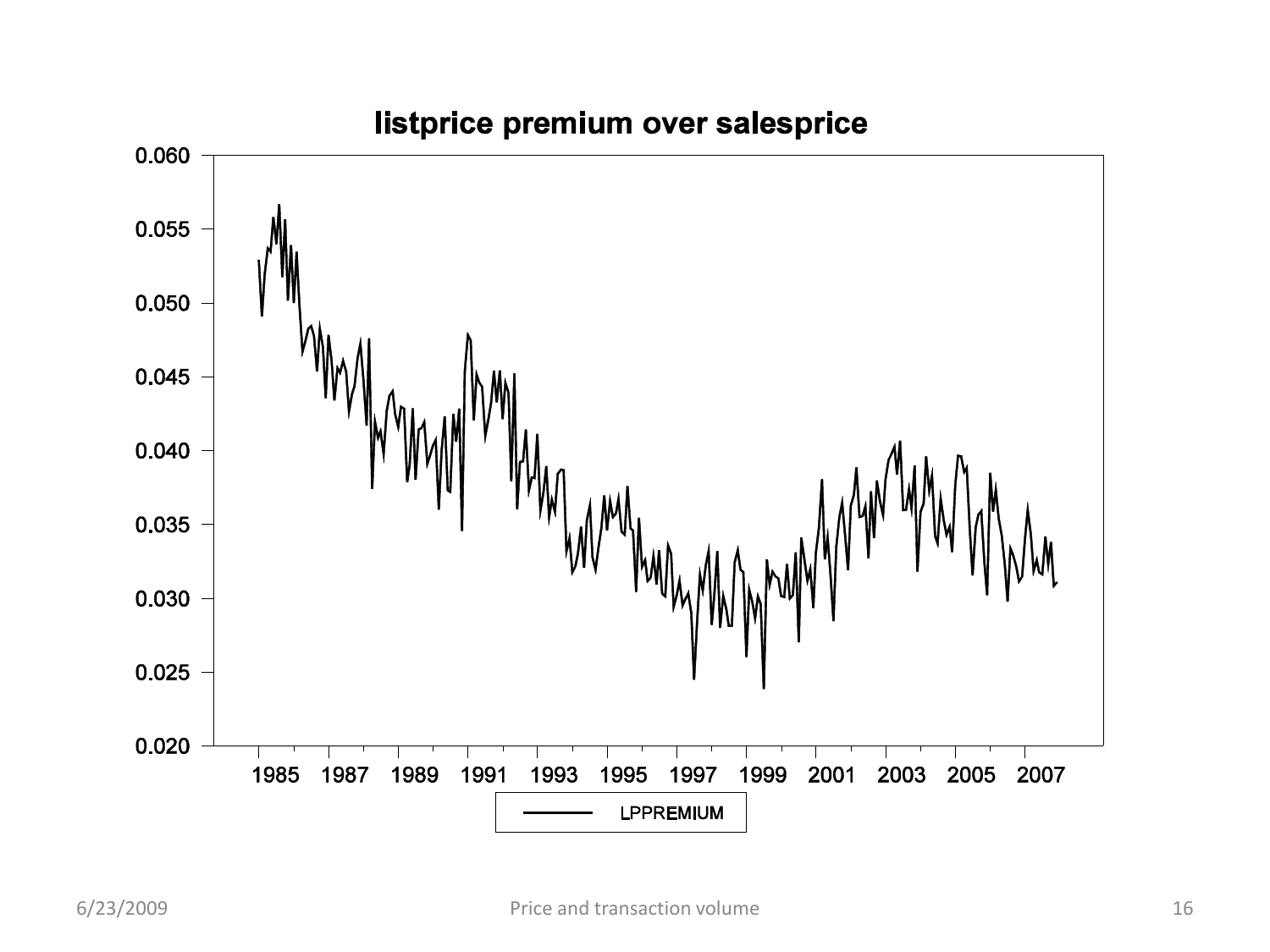listprice premium over salesprice

LPPREMIUM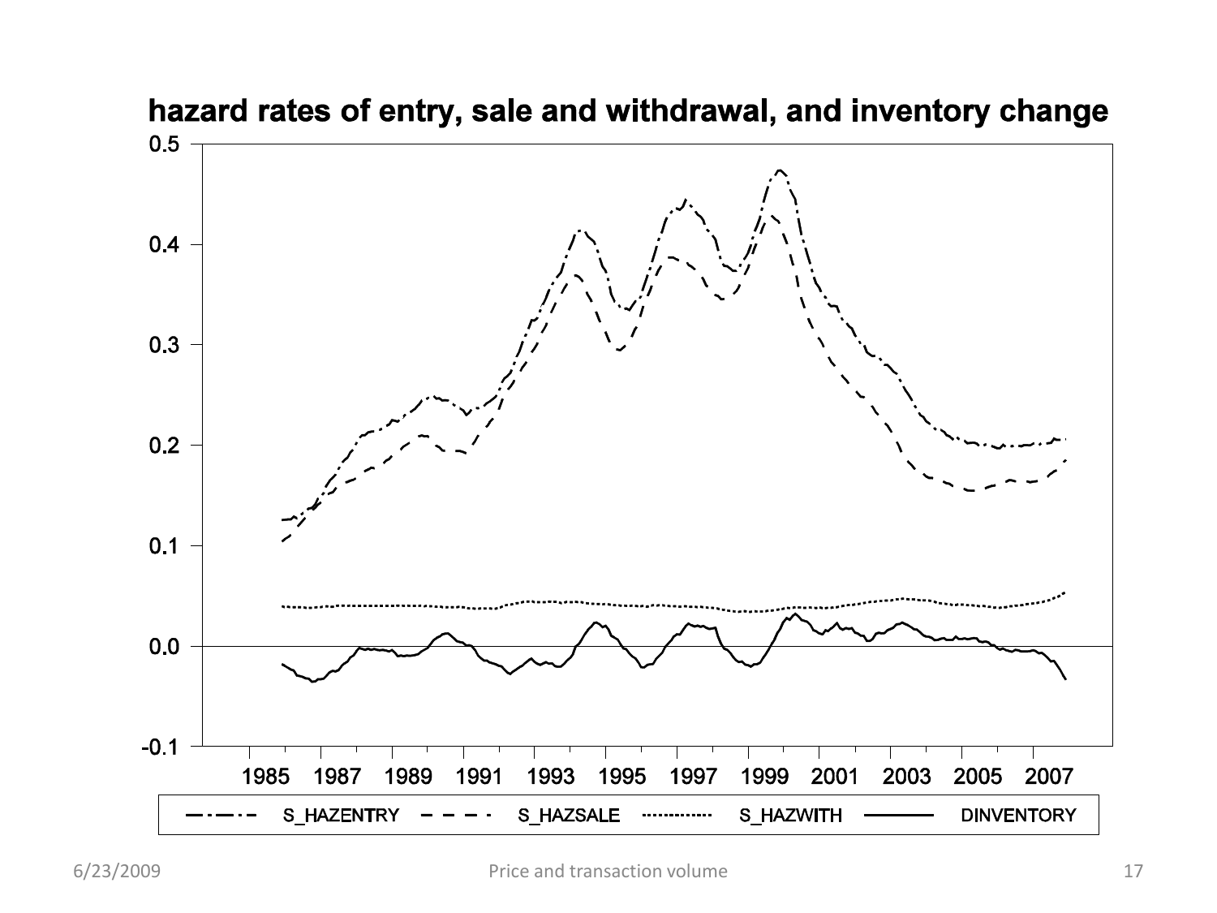**hazard rates of entry, sale and withdrawal, and inventory change**

S_HAZENTRY — S_HAZSALE — S_HAZWITH — DINVENTORY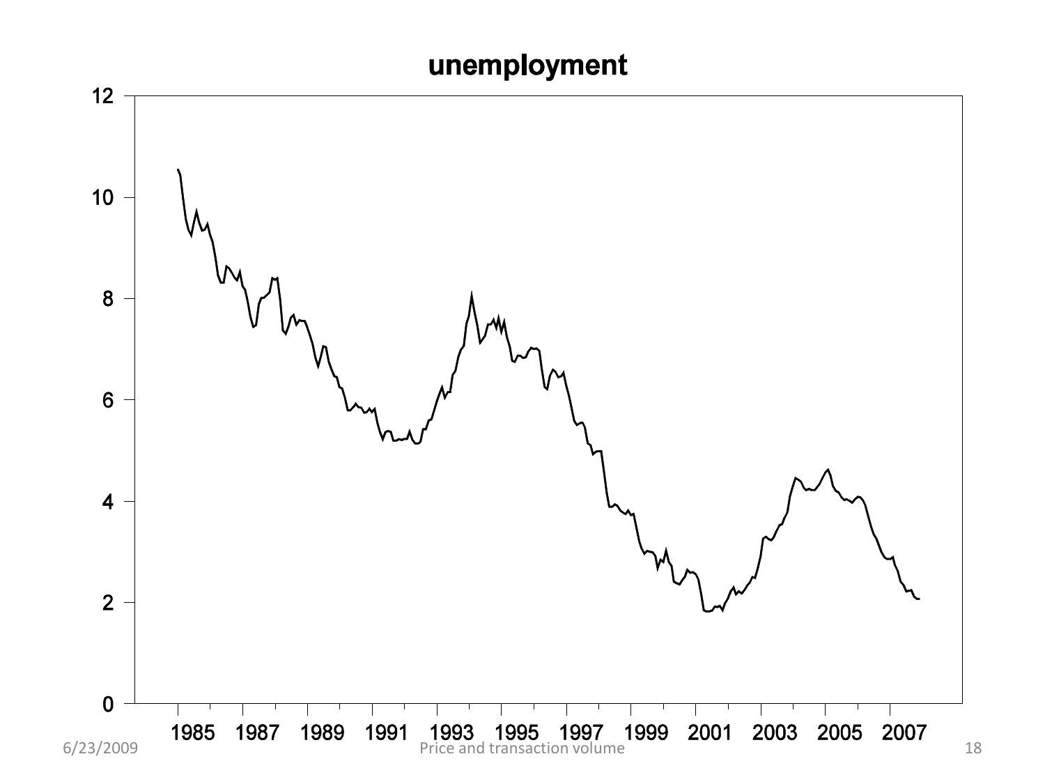# unemployment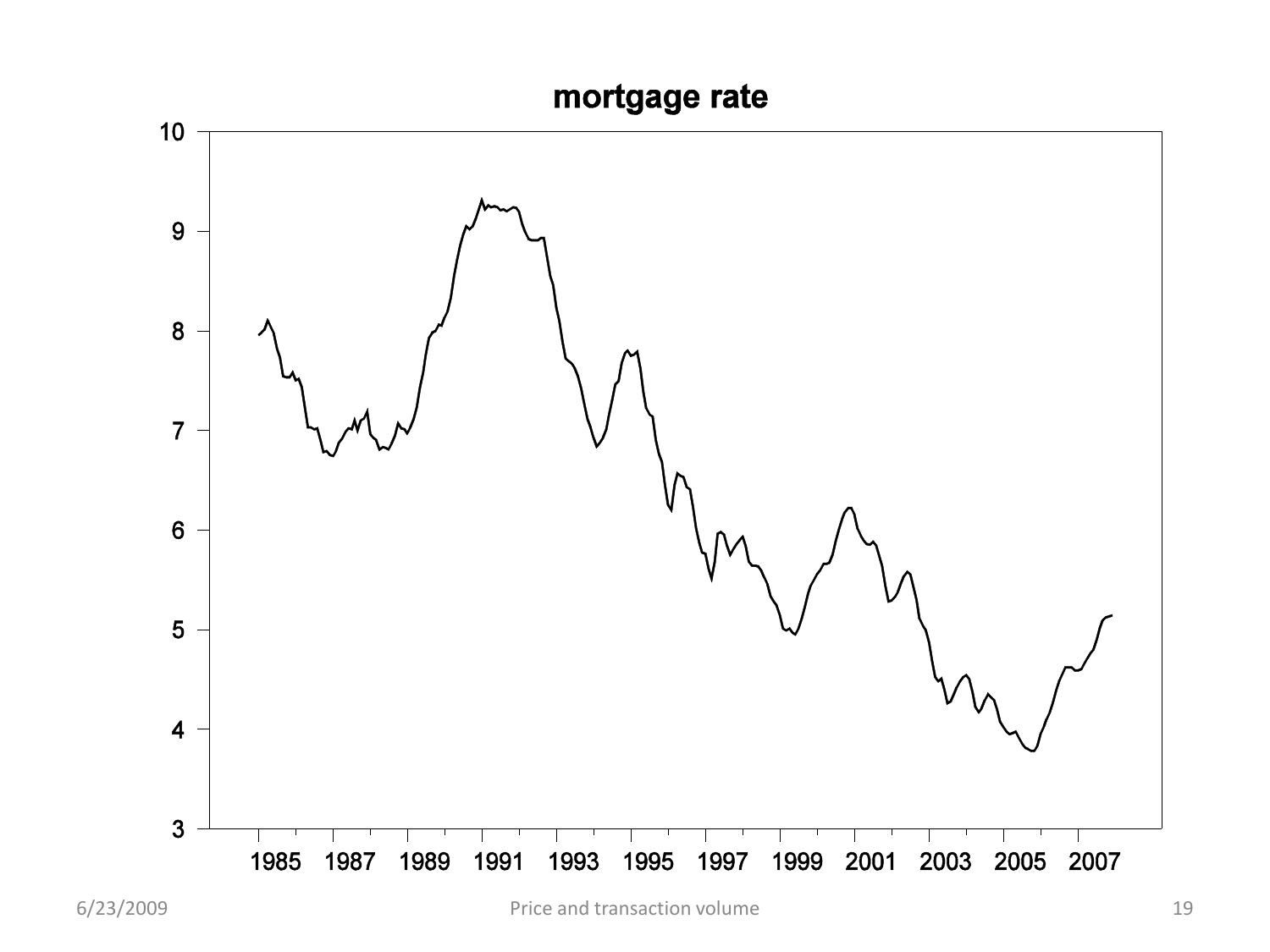**mortgage rate**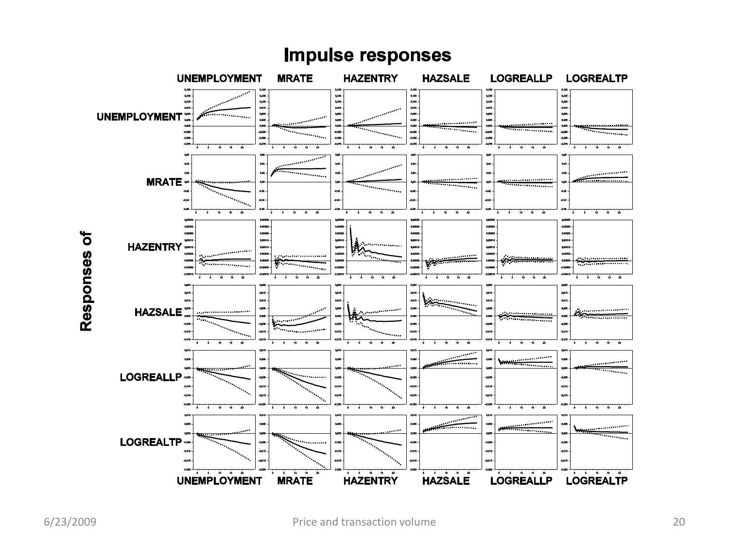# Impulse responses

UNEMPLOYMENT MRATE HAZENTRY HAZSALE LOGREALLP LOGREALTP

Responses of

UNEMPLOYMENT

MRATE

HAZENTRY

HAZSALE

LOGREALLP

LOGREALTP

UNEMPLOYMENT MRATE HAZENTRY HAZSALE LOGREALLP LOGREALTP